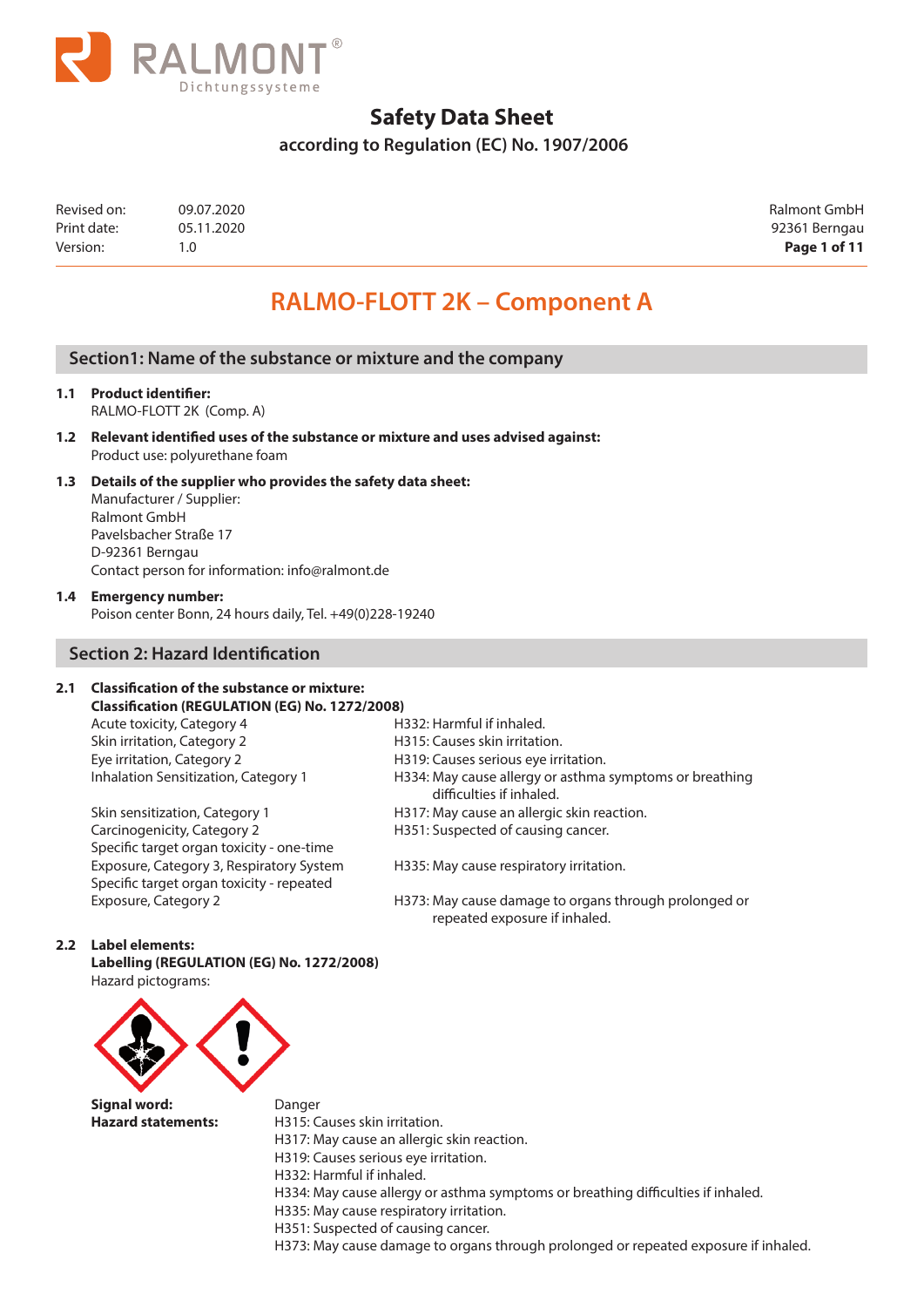# Safety Data Sheet

according to Regulation (EC) No. 1907/2006

| Revised on: | 09.07.2020 | Ralmont GmbH |
|---|---|---|
| Print date: | 05.11.2020 | 92361 Berngau |
| Version: | 1.0 | |

# RALMO-FLOTT 2K – Component A

## Section1: Name of the substance or mixture and the company

**1.1 Product identifier:**
RALMO-FLOTT 2K (Comp. A)

**1.2 Relevant identified uses of the substance or mixture and uses advised against:**
Product use: polyurethane foam

**1.3 Details of the supplier who provides the safety data sheet:**
Manufacturer / Supplier:
Ralmont GmbH
Pavelsbacher Straße 17
D-92361 Berngau
Contact person for information: info@ralmont.de

**1.4 Emergency number:**
Poison center Bonn, 24 hours daily, Tel. +49(0)228-19240

## Section 2: Hazard Identification

**2.1 Classification of the substance or mixture:**
**Classification (REGULATION (EG) No. 1272/2008)**

| | |
|---|---|
| Acute toxicity, Category 4 | H332: Harmful if inhaled. |
| Skin irritation, Category 2 | H315: Causes skin irritation. |
| Eye irritation, Category 2 | H319: Causes serious eye irritation. |
| Inhalation Sensitization, Category 1 | H334: May cause allergy or asthma symptoms or breathing difficulties if inhaled. |
| Skin sensitization, Category 1 | H317: May cause an allergic skin reaction. |
| Carcinogenicity, Category 2 | H351: Suspected of causing cancer. |
| Specific target organ toxicity - one-time Exposure, Category 3, Respiratory System | H335: May cause respiratory irritation. |
| Specific target organ toxicity - repeated Exposure, Category 2 | H373: May cause damage to organs through prolonged or repeated exposure if inhaled. |

**2.2 Label elements:**
**Labelling (REGULATION (EG) No. 1272/2008)**
Hazard pictograms:

**Signal word:** Danger

**Hazard statements:**
H315: Causes skin irritation.
H317: May cause an allergic skin reaction.
H319: Causes serious eye irritation.
H332: Harmful if inhaled.
H334: May cause allergy or asthma symptoms or breathing difficulties if inhaled.
H335: May cause respiratory irritation.
H351: Suspected of causing cancer.
H373: May cause damage to organs through prolonged or repeated exposure if inhaled.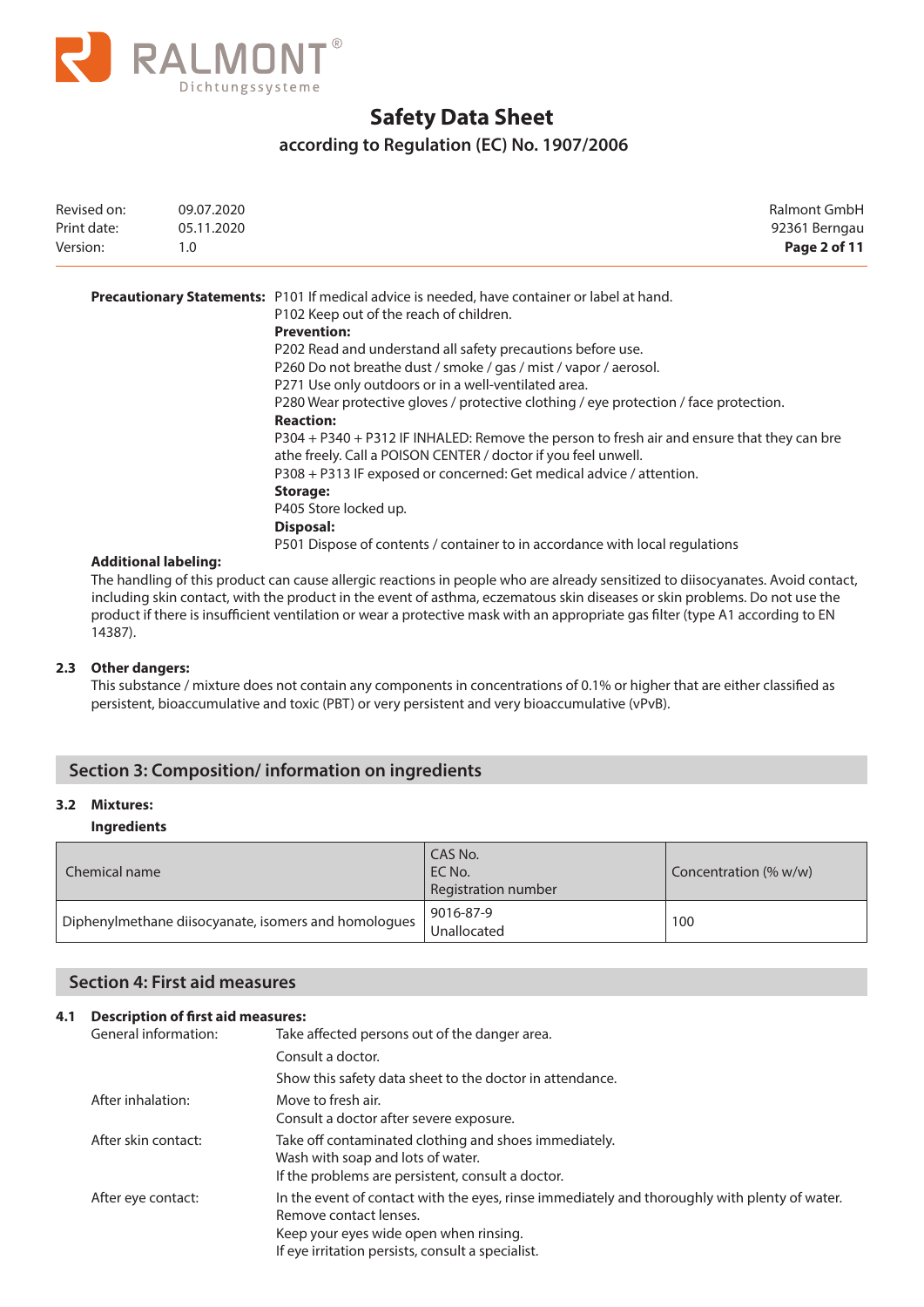**Precautionary Statements:** P101 If medical advice is needed, have container or label at hand.
P102 Keep out of the reach of children.

**Prevention:**
P202 Read and understand all safety precautions before use.
P260 Do not breathe dust / smoke / gas / mist / vapor / aerosol.
P271 Use only outdoors or in a well-ventilated area.
P280 Wear protective gloves / protective clothing / eye protection / face protection.

**Reaction:**
P304 + P340 + P312 IF INHALED: Remove the person to fresh air and ensure that they can bre athe freely. Call a POISON CENTER / doctor if you feel unwell.
P308 + P313 IF exposed or concerned: Get medical advice / attention.

**Storage:**
P405 Store locked up.

**Disposal:**
P501 Dispose of contents / container to in accordance with local regulations

**Additional labeling:**
The handling of this product can cause allergic reactions in people who are already sensitized to diisocyanates. Avoid contact, including skin contact, with the product in the event of asthma, eczematous skin diseases or skin problems. Do not use the product if there is insufficient ventilation or wear a protective mask with an appropriate gas filter (type A1 according to EN 14387).

### 2.3 Other dangers:

This substance / mixture does not contain any components in concentrations of 0.1% or higher that are either classified as persistent, bioaccumulative and toxic (PBT) or very persistent and very bioaccumulative (vPvB).

## Section 3: Composition/ information on ingredients

### 3.2 Mixtures:

**Ingredients**

| Chemical name | CAS No.<br>EC No.<br>Registration number | Concentration (% w/w) |
|---|---|---|
| Diphenylmethane diisocyanate, isomers and homologues | 9016-87-9<br>Unallocated | 100 |

## Section 4: First aid measures

### 4.1 Description of first aid measures:

General information: Take affected persons out of the danger area.
Consult a doctor.
Show this safety data sheet to the doctor in attendance.

After inhalation: Move to fresh air.
Consult a doctor after severe exposure.

After skin contact: Take off contaminated clothing and shoes immediately.
Wash with soap and lots of water.
If the problems are persistent, consult a doctor.

After eye contact: In the event of contact with the eyes, rinse immediately and thoroughly with plenty of water.
Remove contact lenses.
Keep your eyes wide open when rinsing.
If eye irritation persists, consult a specialist.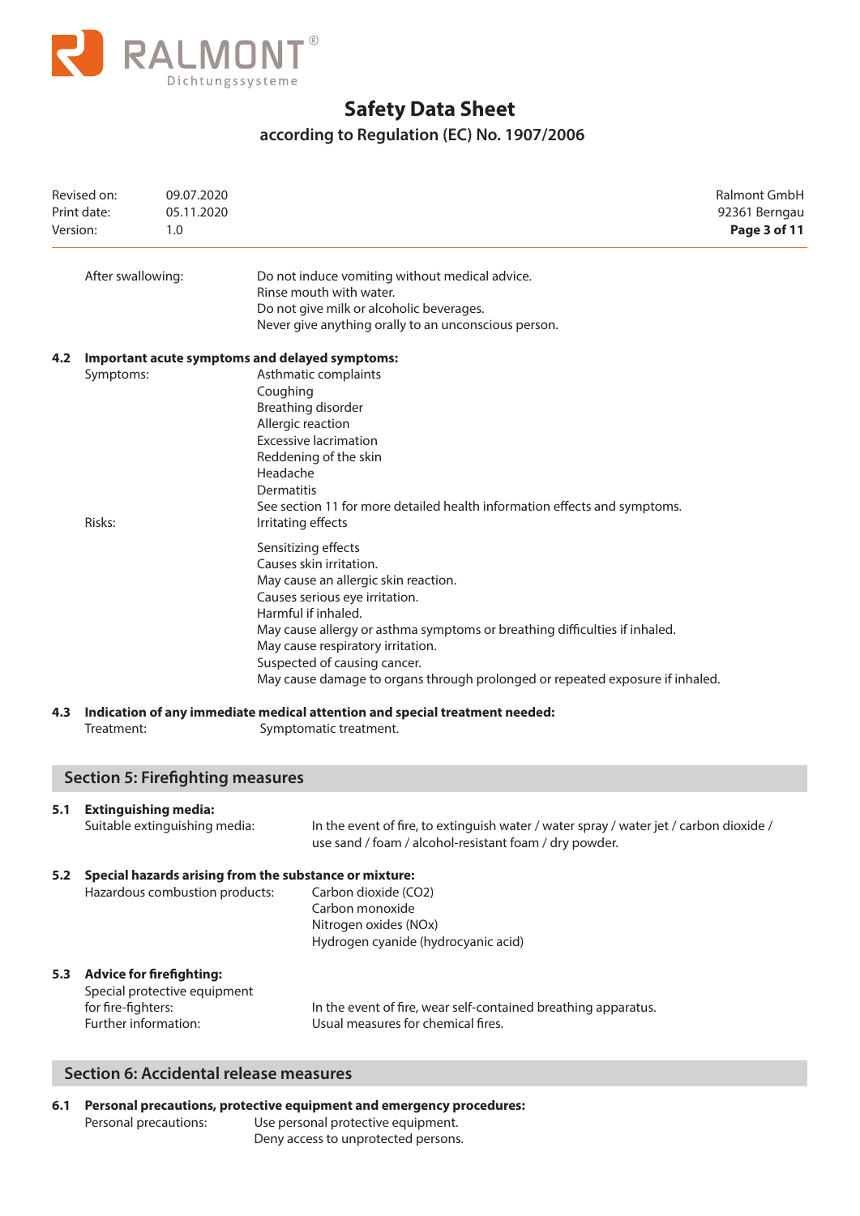After swallowing: Do not induce vomiting without medical advice.
Rinse mouth with water.
Do not give milk or alcoholic beverages.
Never give anything orally to an unconscious person.

**4.2 Important acute symptoms and delayed symptoms:**

Symptoms:
- Asthmatic complaints
- Coughing
- Breathing disorder
- Allergic reaction
- Excessive lacrimation
- Reddening of the skin
- Headache
- Dermatitis

See section 11 for more detailed health information effects and symptoms.

Risks:
- Irritating effects
- Sensitizing effects
- Causes skin irritation.
- May cause an allergic skin reaction.
- Causes serious eye irritation.
- Harmful if inhaled.
- May cause allergy or asthma symptoms or breathing difficulties if inhaled.
- May cause respiratory irritation.
- Suspected of causing cancer.
- May cause damage to organs through prolonged or repeated exposure if inhaled.

**4.3 Indication of any immediate medical attention and special treatment needed:**

Treatment: Symptomatic treatment.

## Section 5: Firefighting measures

**5.1 Extinguishing media:**

Suitable extinguishing media: In the event of fire, to extinguish water / water spray / water jet / carbon dioxide / use sand / foam / alcohol-resistant foam / dry powder.

**5.2 Special hazards arising from the substance or mixture:**

Hazardous combustion products:
- Carbon dioxide ($CO_2$)
- Carbon monoxide
- Nitrogen oxides ($NO_x$)
- Hydrogen cyanide (hydrocyanic acid)

**5.3 Advice for firefighting:**

Special protective equipment for fire-fighters: In the event of fire, wear self-contained breathing apparatus.

Further information: Usual measures for chemical fires.

## Section 6: Accidental release measures

**6.1 Personal precautions, protective equipment and emergency procedures:**

Personal precautions: Use personal protective equipment.
Deny access to unprotected persons.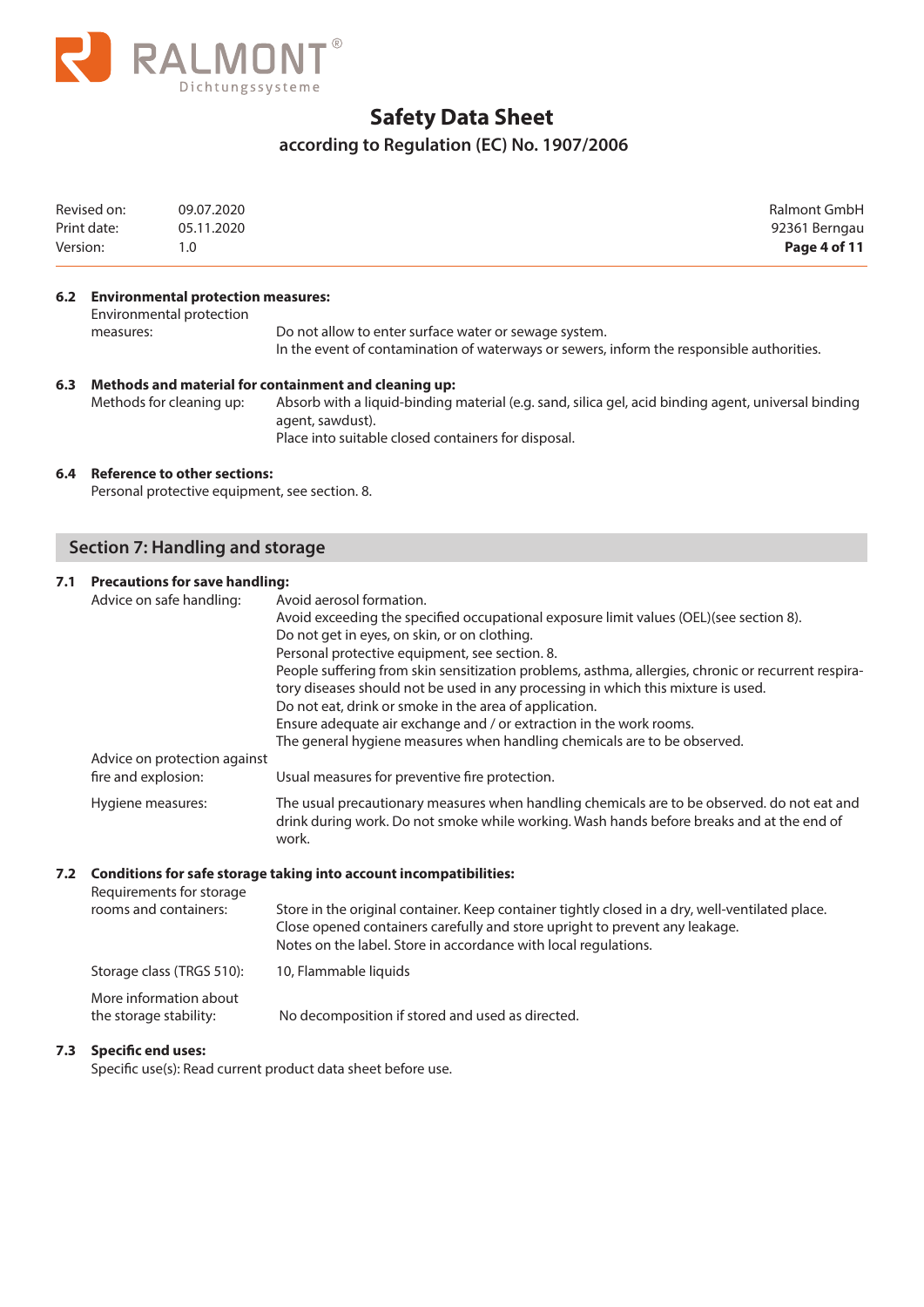### 6.2 Environmental protection measures:

| | |
|---|---|
| Environmental protection measures: | Do not allow to enter surface water or sewage system.<br>In the event of contamination of waterways or sewers, inform the responsible authorities. |

### 6.3 Methods and material for containment and cleaning up:

| | |
|---|---|
| Methods for cleaning up: | Absorb with a liquid-binding material (e.g. sand, silica gel, acid binding agent, universal binding agent, sawdust).<br>Place into suitable closed containers for disposal. |

### 6.4 Reference to other sections:

Personal protective equipment, see section. 8.

## Section 7: Handling and storage

### 7.1 Precautions for save handling:

| | |
|---|---|
| Advice on safe handling: | Avoid aerosol formation.<br>Avoid exceeding the specified occupational exposure limit values (OEL)(see section 8).<br>Do not get in eyes, on skin, or on clothing.<br>Personal protective equipment, see section. 8.<br>People suffering from skin sensitization problems, asthma, allergies, chronic or recurrent respiratory diseases should not be used in any processing in which this mixture is used.<br>Do not eat, drink or smoke in the area of application.<br>Ensure adequate air exchange and / or extraction in the work rooms.<br>The general hygiene measures when handling chemicals are to be observed. |
| Advice on protection against fire and explosion: | Usual measures for preventive fire protection. |
| Hygiene measures: | The usual precautionary measures when handling chemicals are to be observed. do not eat and drink during work. Do not smoke while working. Wash hands before breaks and at the end of work. |

### 7.2 Conditions for safe storage taking into account incompatibilities:

| | |
|---|---|
| Requirements for storage rooms and containers: | Store in the original container. Keep container tightly closed in a dry, well-ventilated place.<br>Close opened containers carefully and store upright to prevent any leakage.<br>Notes on the label. Store in accordance with local regulations. |
| Storage class (TRGS 510): | 10, Flammable liquids |
| More information about the storage stability: | No decomposition if stored and used as directed. |

### 7.3 Specific end uses:

Specific use(s): Read current product data sheet before use.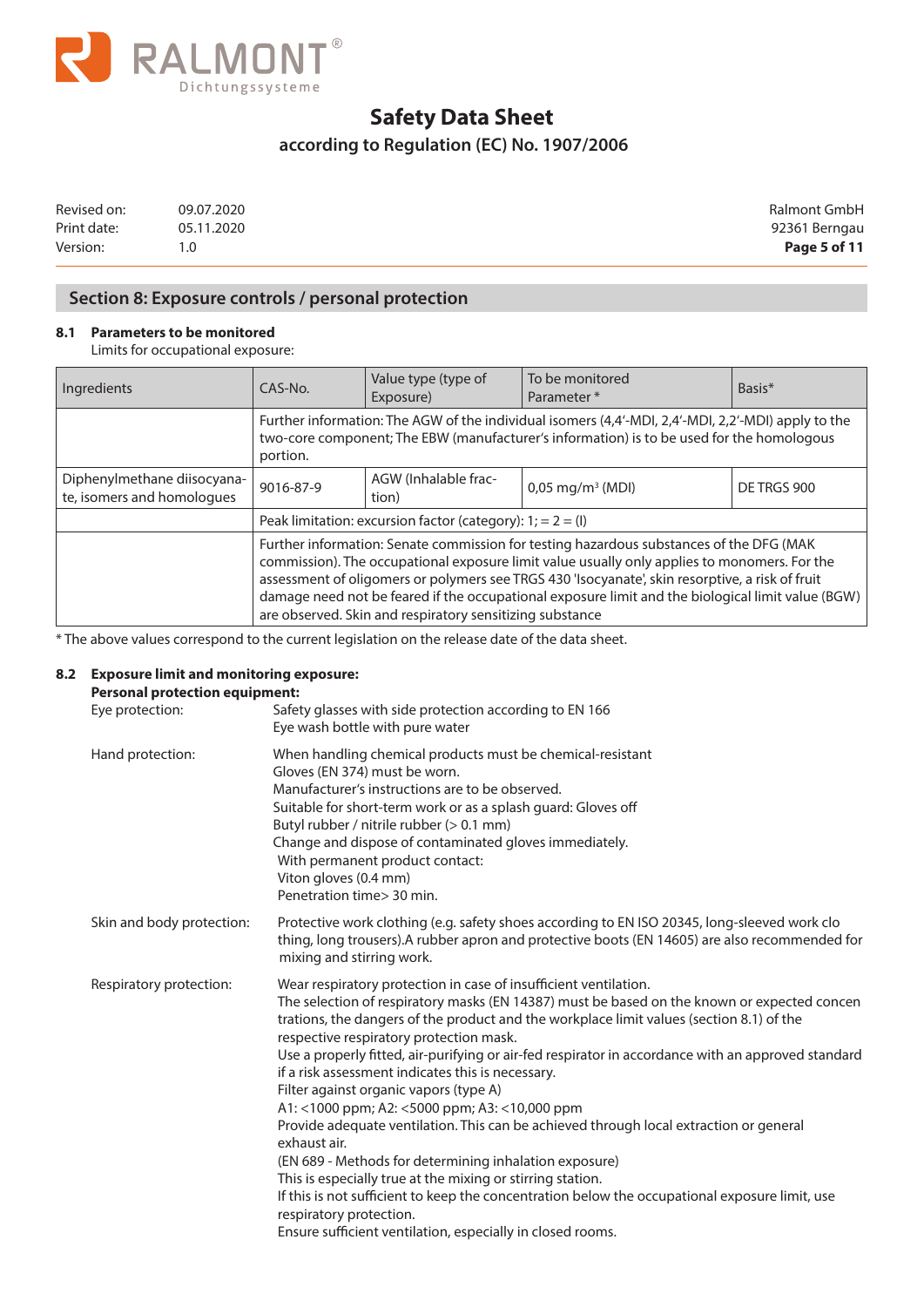## Section 8: Exposure controls / personal protection

### 8.1 Parameters to be monitored

Limits for occupational exposure:

| Ingredients | CAS-No. | Value type (type of Exposure) | To be monitored Parameter * | Basis* |
|---|---|---|---|---|
| | Further information: The AGW of the individual isomers (4,4'-MDI, 2,4'-MDI, 2,2'-MDI) apply to the two-core component; The EBW (manufacturer's information) is to be used for the homologous portion. | | | |
| Diphenylmethane diisocyanate, isomers and homologues | 9016-87-9 | AGW (Inhalable fraction) | 0,05 mg/m³ (MDI) | DE TRGS 900 |
| | Peak limitation: excursion factor (category): 1; = 2 = (I) | | | |
| | Further information: Senate commission for testing hazardous substances of the DFG (MAK commission). The occupational exposure limit value usually only applies to monomers. For the assessment of oligomers or polymers see TRGS 430 'Isocyanate', skin resorptive, a risk of fruit damage need not be feared if the occupational exposure limit and the biological limit value (BGW) are observed. Skin and respiratory sensitizing substance | | | |

* The above values correspond to the current legislation on the release date of the data sheet.

### 8.2 Exposure limit and monitoring exposure:

**Personal protection equipment:**

Eye protection:
Safety glasses with side protection according to EN 166
Eye wash bottle with pure water

Hand protection:
When handling chemical products must be chemical-resistant
Gloves (EN 374) must be worn.
Manufacturer's instructions are to be observed.
Suitable for short-term work or as a splash guard: Gloves off
Butyl rubber / nitrile rubber (> 0.1 mm)
Change and dispose of contaminated gloves immediately.
With permanent product contact:
Viton gloves (0.4 mm)
Penetration time> 30 min.

Skin and body protection:
Protective work clothing (e.g. safety shoes according to EN ISO 20345, long-sleeved work clothing, long trousers).A rubber apron and protective boots (EN 14605) are also recommended for mixing and stirring work.

Respiratory protection:
Wear respiratory protection in case of insufficient ventilation.
The selection of respiratory masks (EN 14387) must be based on the known or expected concentrations, the dangers of the product and the workplace limit values (section 8.1) of the respective respiratory protection mask.
Use a properly fitted, air-purifying or air-fed respirator in accordance with an approved standard if a risk assessment indicates this is necessary.
Filter against organic vapors (type A)
A1: <1000 ppm; A2: <5000 ppm; A3: <10,000 ppm
Provide adequate ventilation. This can be achieved through local extraction or general exhaust air.
(EN 689 - Methods for determining inhalation exposure)
This is especially true at the mixing or stirring station.
If this is not sufficient to keep the concentration below the occupational exposure limit, use respiratory protection.
Ensure sufficient ventilation, especially in closed rooms.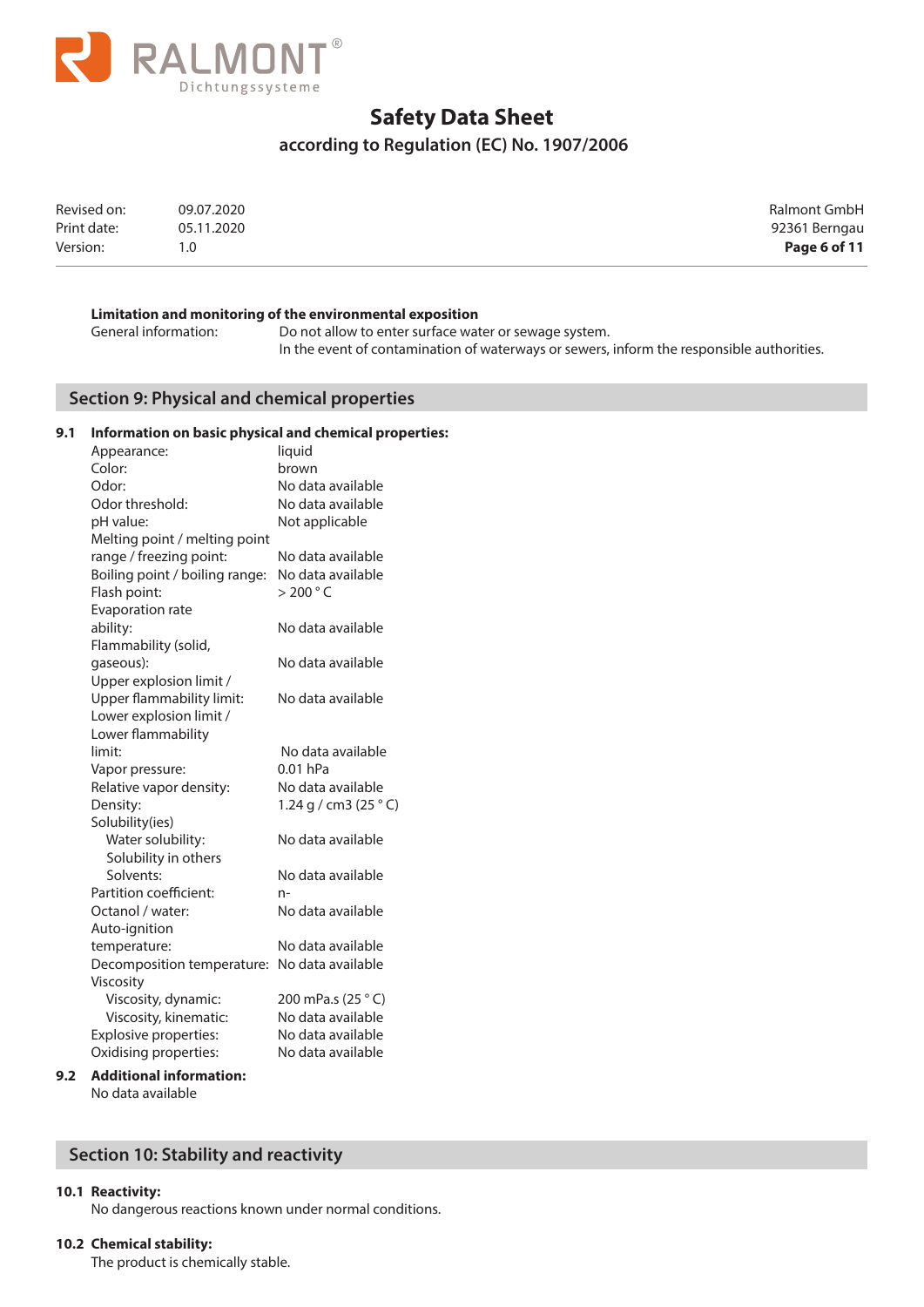**Limitation and monitoring of the environmental exposition**

General information: Do not allow to enter surface water or sewage system.
In the event of contamination of waterways or sewers, inform the responsible authorities.

## Section 9: Physical and chemical properties

### 9.1 Information on basic physical and chemical properties:

| Property | Value |
|---|---|
| Appearance: | liquid |
| Color: | brown |
| Odor: | No data available |
| Odor threshold: | No data available |
| pH value: | Not applicable |
| Melting point / melting point range / freezing point: | No data available |
| Boiling point / boiling range: | No data available |
| Flash point: | > 200 ° C |
| Evaporation rate ability: | No data available |
| Flammability (solid, gaseous): | No data available |
| Upper explosion limit / Upper flammability limit: | No data available |
| Lower explosion limit / Lower flammability limit: | No data available |
| Vapor pressure: | 0.01 hPa |
| Relative vapor density: | No data available |
| Density: | 1.24 g / cm3 (25 ° C) |
| Solubility(ies) | |
| Water solubility: | No data available |
| Solubility in others Solvents: | No data available |
| Partition coefficient: | n- |
| Octanol / water: | No data available |
| Auto-ignition temperature: | No data available |
| Decomposition temperature: | No data available |
| Viscosity | |
| Viscosity, dynamic: | 200 mPa.s (25 ° C) |
| Viscosity, kinematic: | No data available |
| Explosive properties: | No data available |
| Oxidising properties: | No data available |

### 9.2 Additional information:

No data available

## Section 10: Stability and reactivity

### 10.1 Reactivity:

No dangerous reactions known under normal conditions.

### 10.2 Chemical stability:

The product is chemically stable.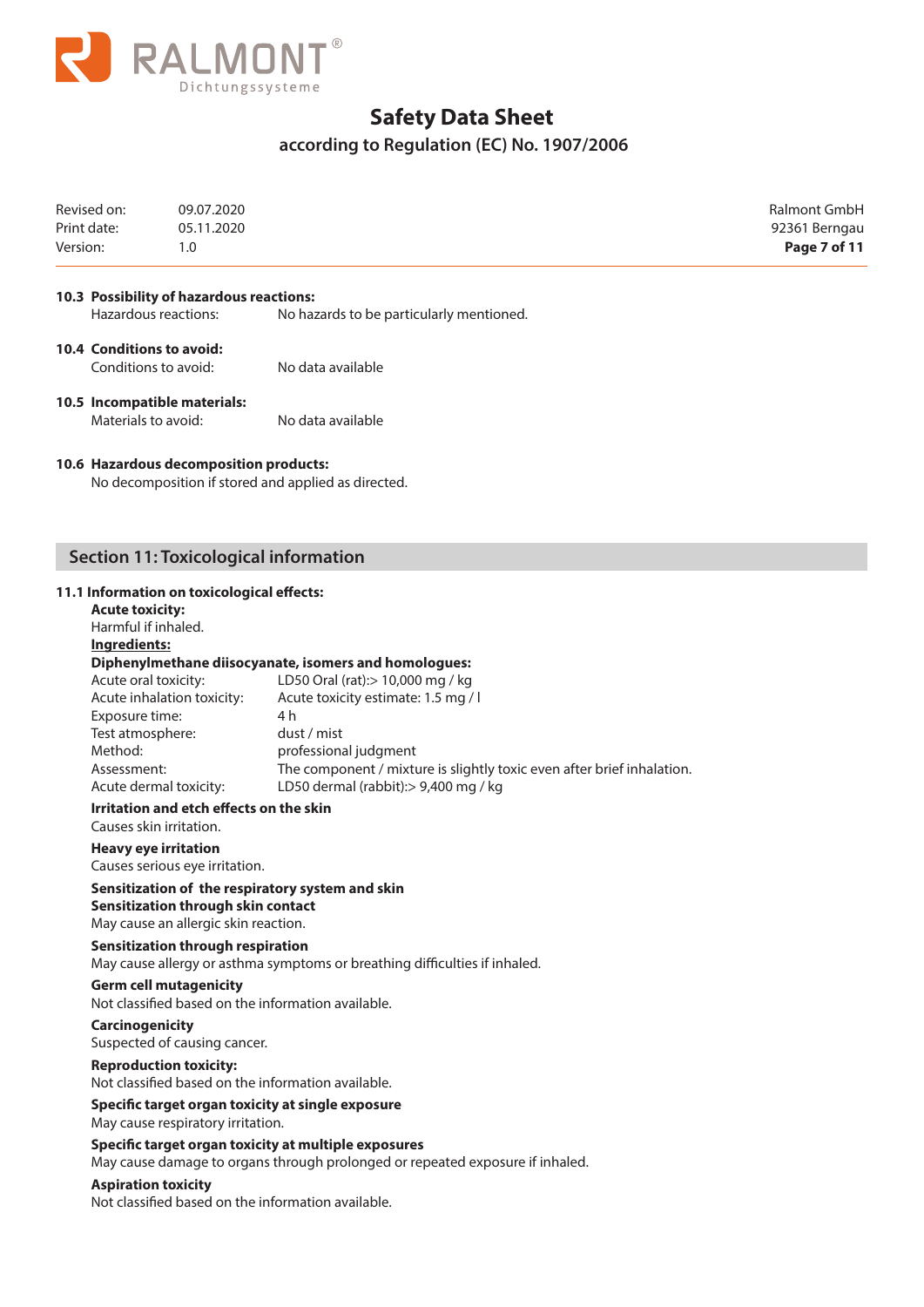**10.3 Possibility of hazardous reactions:**

Hazardous reactions: No hazards to be particularly mentioned.

**10.4 Conditions to avoid:**

Conditions to avoid: No data available

**10.5 Incompatible materials:**

Materials to avoid: No data available

**10.6 Hazardous decomposition products:**

No decomposition if stored and applied as directed.

## Section 11: Toxicological information

**11.1 Information on toxicological effects:**

**Acute toxicity:**

Harmful if inhaled.

**Ingredients:**

**Diphenylmethane diisocyanate, isomers and homologues:**

| | |
|---|---|
| Acute oral toxicity: | LD50 Oral (rat):> 10,000 mg / kg |
| Acute inhalation toxicity: | Acute toxicity estimate: 1.5 mg / l |
| Exposure time: | 4 h |
| Test atmosphere: | dust / mist |
| Method: | professional judgment |
| Assessment: | The component / mixture is slightly toxic even after brief inhalation. |
| Acute dermal toxicity: | LD50 dermal (rabbit):> 9,400 mg / kg |

**Irritation and etch effects on the skin**

Causes skin irritation.

**Heavy eye irritation**

Causes serious eye irritation.

**Sensitization of the respiratory system and skin**

**Sensitization through skin contact**

May cause an allergic skin reaction.

**Sensitization through respiration**

May cause allergy or asthma symptoms or breathing difficulties if inhaled.

**Germ cell mutagenicity**

Not classified based on the information available.

**Carcinogenicity**

Suspected of causing cancer.

**Reproduction toxicity:**

Not classified based on the information available.

**Specific target organ toxicity at single exposure**

May cause respiratory irritation.

**Specific target organ toxicity at multiple exposures**

May cause damage to organs through prolonged or repeated exposure if inhaled.

**Aspiration toxicity**

Not classified based on the information available.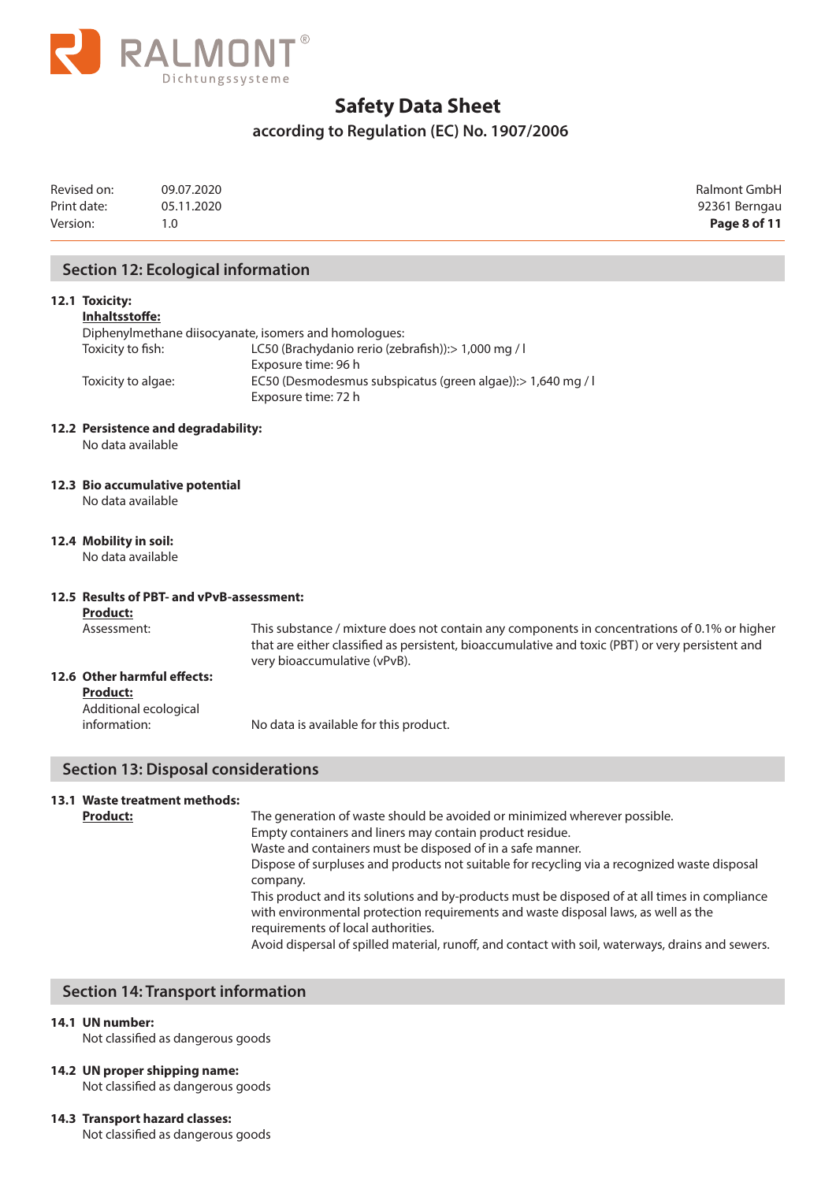## Section 12: Ecological information

### 12.1 Toxicity:

**Inhaltsstoffe:**

Diphenylmethane diisocyanate, isomers and homologues:

| | |
|---|---|
| Toxicity to fish: | LC50 (Brachydanio rerio (zebrafish)):> 1,000 mg / l<br>Exposure time: 96 h |
| Toxicity to algae: | EC50 (Desmodesmus subspicatus (green algae)):> 1,640 mg / l<br>Exposure time: 72 h |

### 12.2 Persistence and degradability:

No data available

### 12.3 Bio accumulative potential

No data available

### 12.4 Mobility in soil:

No data available

### 12.5 Results of PBT- and vPvB-assessment:

**Product:**

Assessment: This substance / mixture does not contain any components in concentrations of 0.1% or higher that are either classified as persistent, bioaccumulative and toxic (PBT) or very persistent and very bioaccumulative (vPvB).

### 12.6 Other harmful effects:

**Product:**

Additional ecological information: No data is available for this product.

## Section 13: Disposal considerations

### 13.1 Waste treatment methods:

**Product:**

The generation of waste should be avoided or minimized wherever possible.
Empty containers and liners may contain product residue.
Waste and containers must be disposed of in a safe manner.
Dispose of surpluses and products not suitable for recycling via a recognized waste disposal company.
This product and its solutions and by-products must be disposed of at all times in compliance with environmental protection requirements and waste disposal laws, as well as the requirements of local authorities.
Avoid dispersal of spilled material, runoff, and contact with soil, waterways, drains and sewers.

## Section 14: Transport information

### 14.1 UN number:

Not classified as dangerous goods

### 14.2 UN proper shipping name:

Not classified as dangerous goods

### 14.3 Transport hazard classes:

Not classified as dangerous goods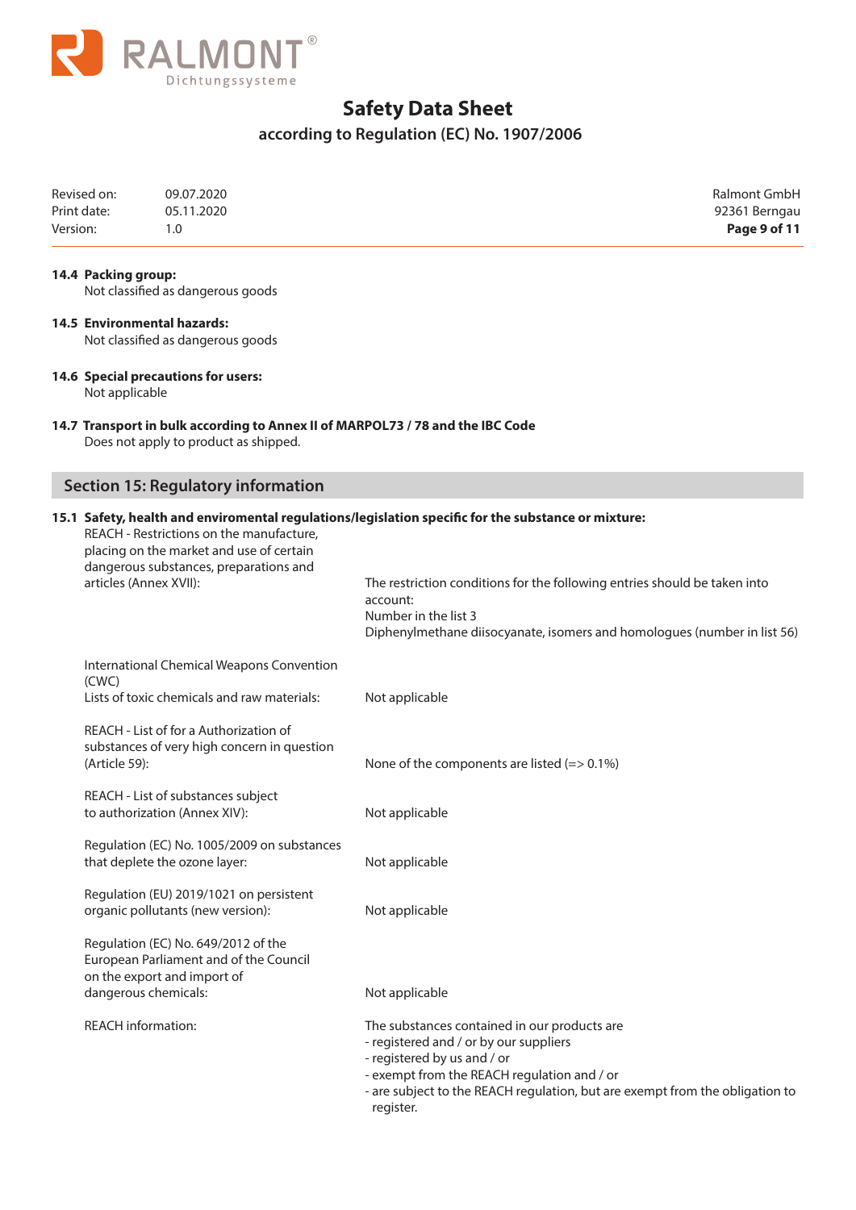**14.4 Packing group:**
Not classified as dangerous goods

**14.5 Environmental hazards:**
Not classified as dangerous goods

**14.6 Special precautions for users:**
Not applicable

**14.7 Transport in bulk according to Annex II of MARPOL73 / 78 and the IBC Code**
Does not apply to product as shipped.

## Section 15: Regulatory information

**15.1 Safety, health and enviromental regulations/legislation specific for the substance or mixture:**

| | |
|---|---|
| REACH - Restrictions on the manufacture, placing on the market and use of certain dangerous substances, preparations and articles (Annex XVII): | The restriction conditions for the following entries should be taken into account:<br>Number in the list 3<br>Diphenylmethane diisocyanate, isomers and homologues (number in list 56) |
| International Chemical Weapons Convention (CWC)<br>Lists of toxic chemicals and raw materials: | Not applicable |
| REACH - List of for a Authorization of substances of very high concern in question (Article 59): | None of the components are listed (=> 0.1%) |
| REACH - List of substances subject to authorization (Annex XIV): | Not applicable |
| Regulation (EC) No. 1005/2009 on substances that deplete the ozone layer: | Not applicable |
| Regulation (EU) 2019/1021 on persistent organic pollutants (new version): | Not applicable |
| Regulation (EC) No. 649/2012 of the European Parliament and of the Council on the export and import of dangerous chemicals: | Not applicable |
| REACH information: | The substances contained in our products are<br>- registered and / or by our suppliers<br>- registered by us and / or<br>- exempt from the REACH regulation and / or<br>- are subject to the REACH regulation, but are exempt from the obligation to register. |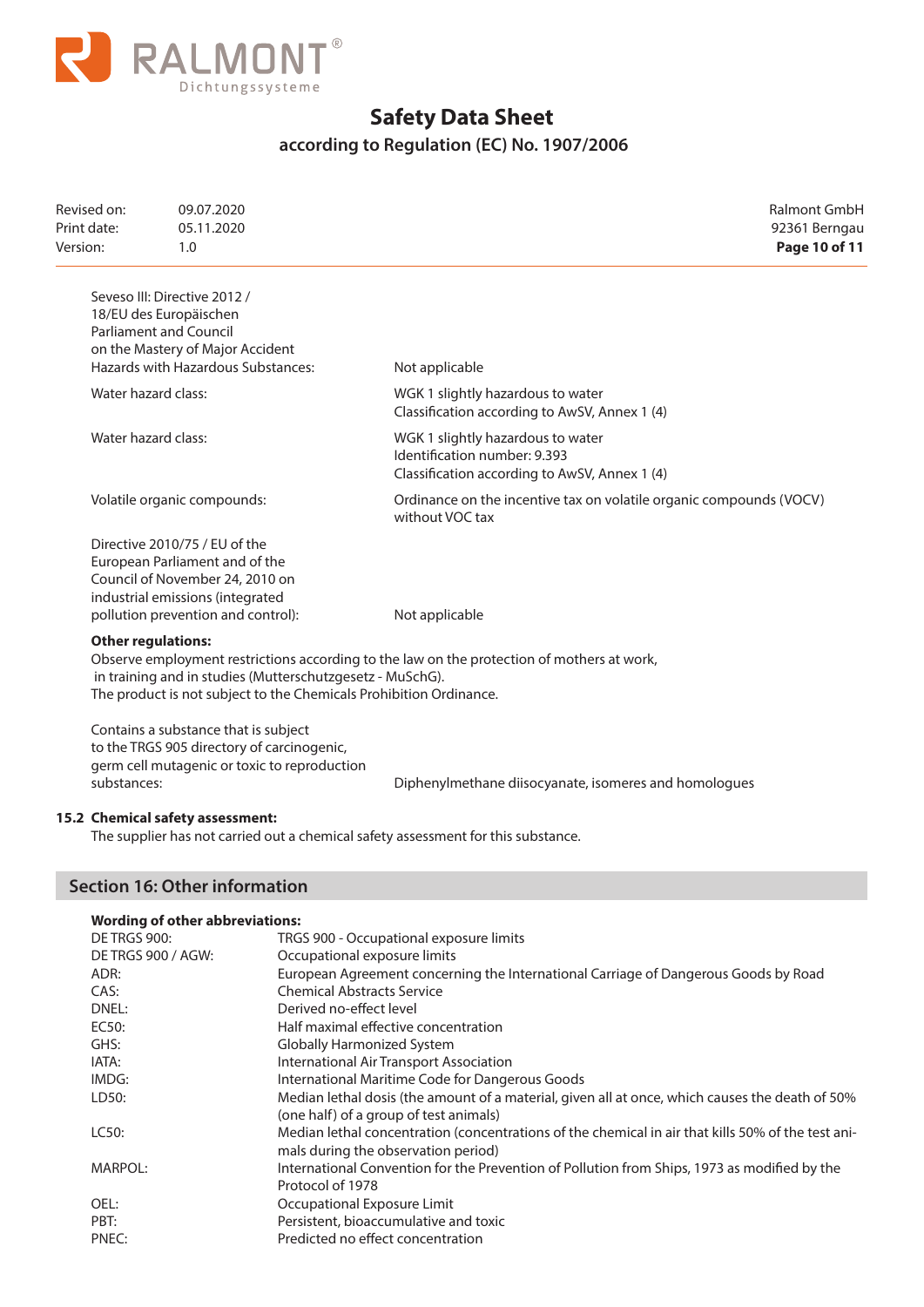| | |
|---|---|
| Seveso III: Directive 2012 / 18/EU des Europäischen Parliament and Council on the Mastery of Major Accident Hazards with Hazardous Substances: | Not applicable |
| Water hazard class: | WGK 1 slightly hazardous to water<br>Classification according to AwSV, Annex 1 (4) |
| Water hazard class: | WGK 1 slightly hazardous to water<br>Identification number: 9.393<br>Classification according to AwSV, Annex 1 (4) |
| Volatile organic compounds: | Ordinance on the incentive tax on volatile organic compounds (VOCV) without VOC tax |
| Directive 2010/75 / EU of the European Parliament and of the Council of November 24, 2010 on industrial emissions (integrated pollution prevention and control): | Not applicable |

**Other regulations:**

Observe employment restrictions according to the law on the protection of mothers at work, in training and in studies (Mutterschutzgesetz - MuSchG).
The product is not subject to the Chemicals Prohibition Ordinance.

| | |
|---|---|
| Contains a substance that is subject to the TRGS 905 directory of carcinogenic, germ cell mutagenic or toxic to reproduction substances: | Diphenylmethane diisocyanate, isomeres and homologues |

### 15.2 Chemical safety assessment:

The supplier has not carried out a chemical safety assessment for this substance.

## Section 16: Other information

**Wording of other abbreviations:**

| | |
|---|---|
| DE TRGS 900: | TRGS 900 - Occupational exposure limits |
| DE TRGS 900 / AGW: | Occupational exposure limits |
| ADR: | European Agreement concerning the International Carriage of Dangerous Goods by Road |
| CAS: | Chemical Abstracts Service |
| DNEL: | Derived no-effect level |
| EC50: | Half maximal effective concentration |
| GHS: | Globally Harmonized System |
| IATA: | International Air Transport Association |
| IMDG: | International Maritime Code for Dangerous Goods |
| LD50: | Median lethal dosis (the amount of a material, given all at once, which causes the death of 50% (one half) of a group of test animals) |
| LC50: | Median lethal concentration (concentrations of the chemical in air that kills 50% of the test animals during the observation period) |
| MARPOL: | International Convention for the Prevention of Pollution from Ships, 1973 as modified by the Protocol of 1978 |
| OEL: | Occupational Exposure Limit |
| PBT: | Persistent, bioaccumulative and toxic |
| PNEC: | Predicted no effect concentration |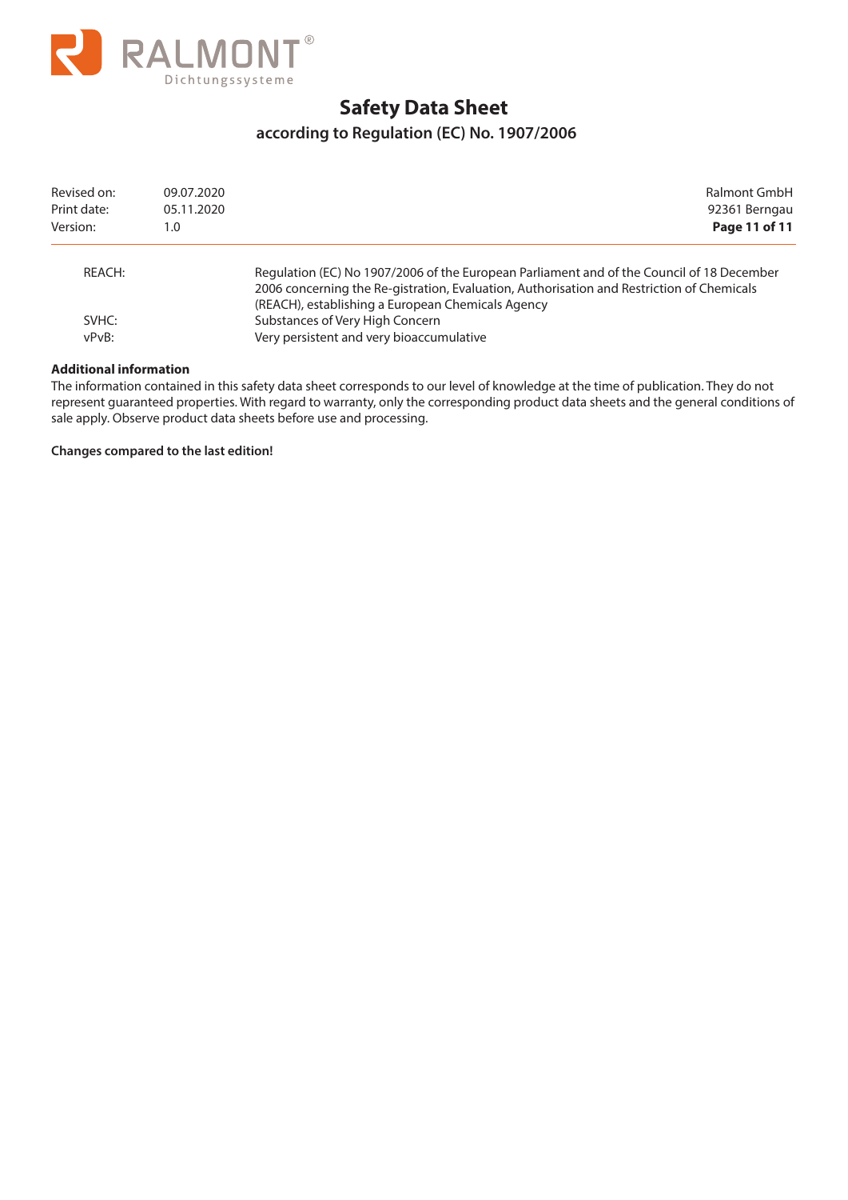| | |
|---|---|
| REACH: | Regulation (EC) No 1907/2006 of the European Parliament and of the Council of 18 December 2006 concerning the Re-gistration, Evaluation, Authorisation and Restriction of Chemicals (REACH), establishing a European Chemicals Agency |
| SVHC: | Substances of Very High Concern |
| vPvB: | Very persistent and very bioaccumulative |

**Additional information**

The information contained in this safety data sheet corresponds to our level of knowledge at the time of publication. They do not represent guaranteed properties. With regard to warranty, only the corresponding product data sheets and the general conditions of sale apply. Observe product data sheets before use and processing.

**Changes compared to the last edition!**